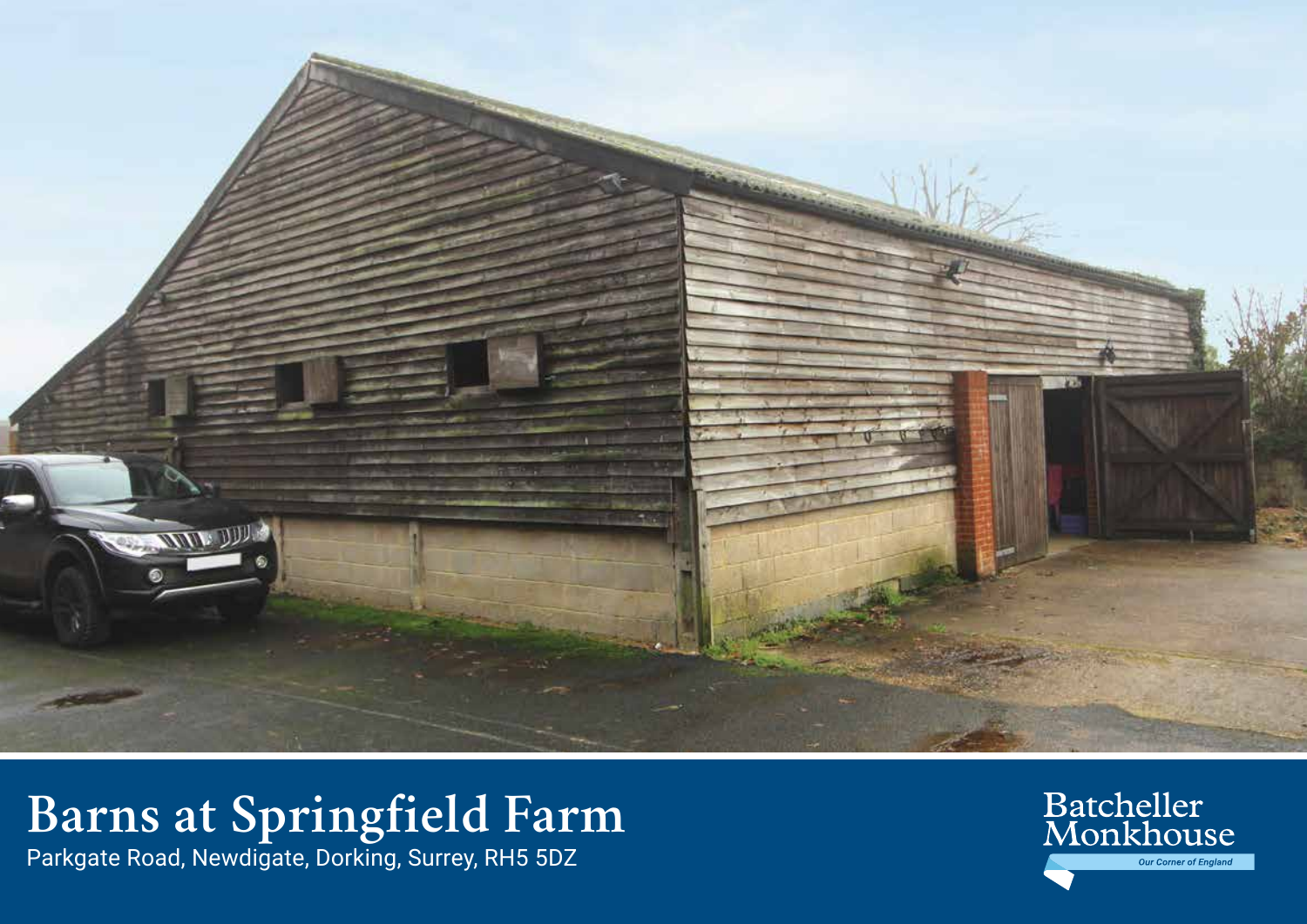# Barns at Springfield Farm

Parkgate Road, Newdigate, Dorking, Surrey, RH5 5DZ

Batcheller Monkhouse

*Our Corner of England*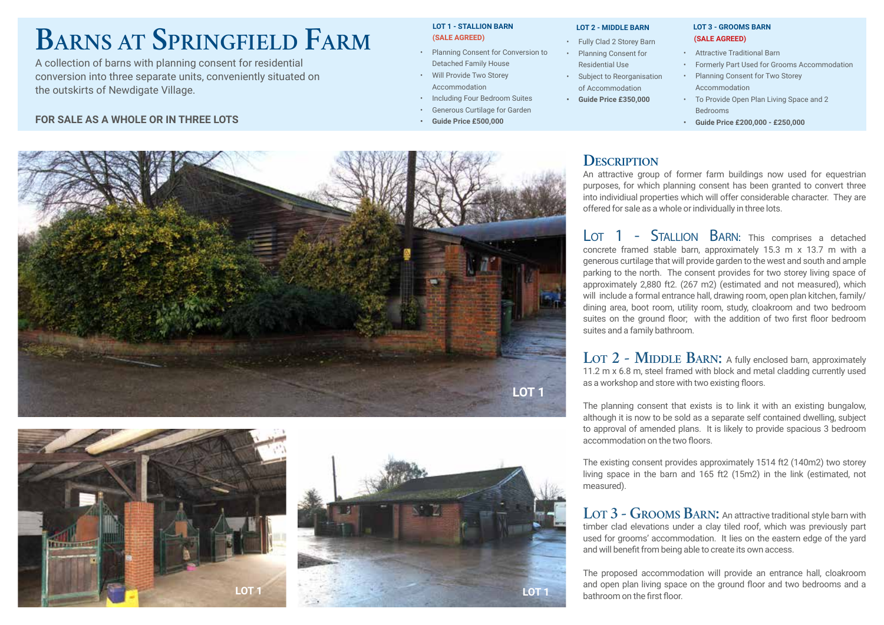# Barns at Springfield Farm

A collection of barns with planning consent for residential conversion into three separate units, conveniently situated on the outskirts of Newdigate Village.

**FOR SALE AS A WHOLE OR IN THREE LOTS**

**LOT 1 - STALLION BARN**
**(SALE AGREED)**

- Planning Consent for Conversion to Detached Family House
- Will Provide Two Storey Accommodation
- Including Four Bedroom Suites
- Generous Curtilage for Garden
- **Guide Price £500,000**

**LOT 2 - MIDDLE BARN**

- Fully Clad 2 Storey Barn
- Planning Consent for Residential Use
- Subject to Reorganisation of Accommodation
- **Guide Price £350,000**

**LOT 3 - GROOMS BARN**
**(SALE AGREED)**

- Attractive Traditional Barn
- Formerly Part Used for Grooms Accommodation
- Planning Consent for Two Storey Accommodation
- To Provide Open Plan Living Space and 2 Bedrooms
- **Guide Price £200,000 - £250,000**

LOT 1

LOT 1

LOT 1

## Description

An attractive group of former farm buildings now used for equestrian purposes, for which planning consent has been granted to convert three into individiual properties which will offer considerable character. They are offered for sale as a whole or individually in three lots.

**Lot 1 - Stallion Barn:** This comprises a detached concrete framed stable barn, approximately 15.3 m x 13.7 m with a generous curtilage that will provide garden to the west and south and ample parking to the north. The consent provides for two storey living space of approximately 2,880 ft2. (267 m2) (estimated and not measured), which will include a formal entrance hall, drawing room, open plan kitchen, family/dining area, boot room, utility room, study, cloakroom and two bedroom suites on the ground floor; with the addition of two first floor bedroom suites and a family bathroom.

**Lot 2 - Middle Barn:** A fully enclosed barn, approximately 11.2 m x 6.8 m, steel framed with block and metal cladding currently used as a workshop and store with two existing floors.

The planning consent that exists is to link it with an existing bungalow, although it is now to be sold as a separate self contained dwelling, subject to approval of amended plans. It is likely to provide spacious 3 bedroom accommodation on the two floors.

The existing consent provides approximately 1514 ft2 (140m2) two storey living space in the barn and 165 ft2 (15m2) in the link (estimated, not measured).

**Lot 3 - Grooms Barn:** An attractive traditional style barn with timber clad elevations under a clay tiled roof, which was previously part used for grooms' accommodation. It lies on the eastern edge of the yard and will benefit from being able to create its own access.

The proposed accommodation will provide an entrance hall, cloakroom and open plan living space on the ground floor and two bedrooms and a bathroom on the first floor.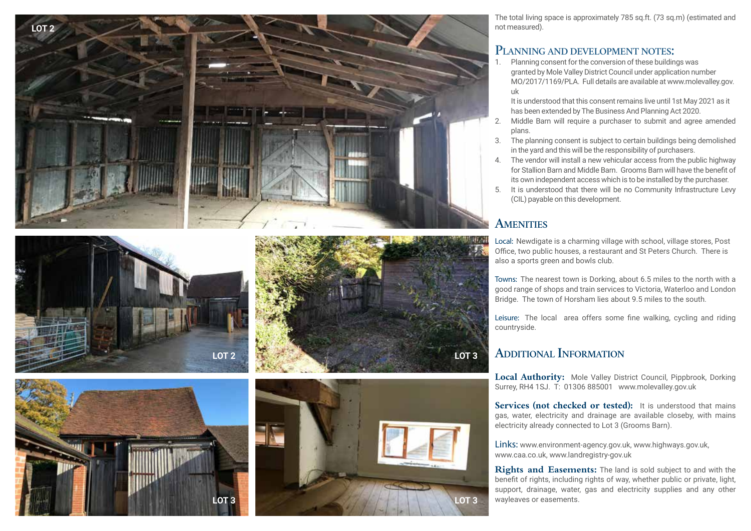The total living space is approximately 785 sq.ft. (73 sq.m) (estimated and not measured).

## Planning and Development Notes:

1. Planning consent for the conversion of these buildings was granted by Mole Valley District Council under application number MO/2017/1169/PLA. Full details are available at www.molevalley.gov.uk

   It is understood that this consent remains live until 1st May 2021 as it has been extended by The Business And Planning Act 2020.
2. Middle Barn will require a purchaser to submit and agree amended plans.
3. The planning consent is subject to certain buildings being demolished in the yard and this will be the responsibility of purchasers.
4. The vendor will install a new vehicular access from the public highway for Stallion Barn and Middle Barn. Grooms Barn will have the benefit of its own independent access which is to be installed by the purchaser.
5. It is understood that there will be no Community Infrastructure Levy (CIL) payable on this development.

## Amenities

Local: Newdigate is a charming village with school, village stores, Post Office, two public houses, a restaurant and St Peters Church. There is also a sports green and bowls club.

Towns: The nearest town is Dorking, about 6.5 miles to the north with a good range of shops and train services to Victoria, Waterloo and London Bridge. The town of Horsham lies about 9.5 miles to the south.

Leisure: The local area offers some fine walking, cycling and riding countryside.

## Additional Information

**Local Authority:** Mole Valley District Council, Pippbrook, Dorking Surrey, RH4 1SJ. T: 01306 885001 www.molevalley.gov.uk

**Services (not checked or tested):** It is understood that mains gas, water, electricity and drainage are available closeby, with mains electricity already connected to Lot 3 (Grooms Barn).

Links: www.environment-agency.gov.uk, www.highways.gov.uk, www.caa.co.uk, www.landregistry-gov.uk

**Rights and Easements:** The land is sold subject to and with the benefit of rights, including rights of way, whether public or private, light, support, drainage, water, gas and electricity supplies and any other wayleaves or easements.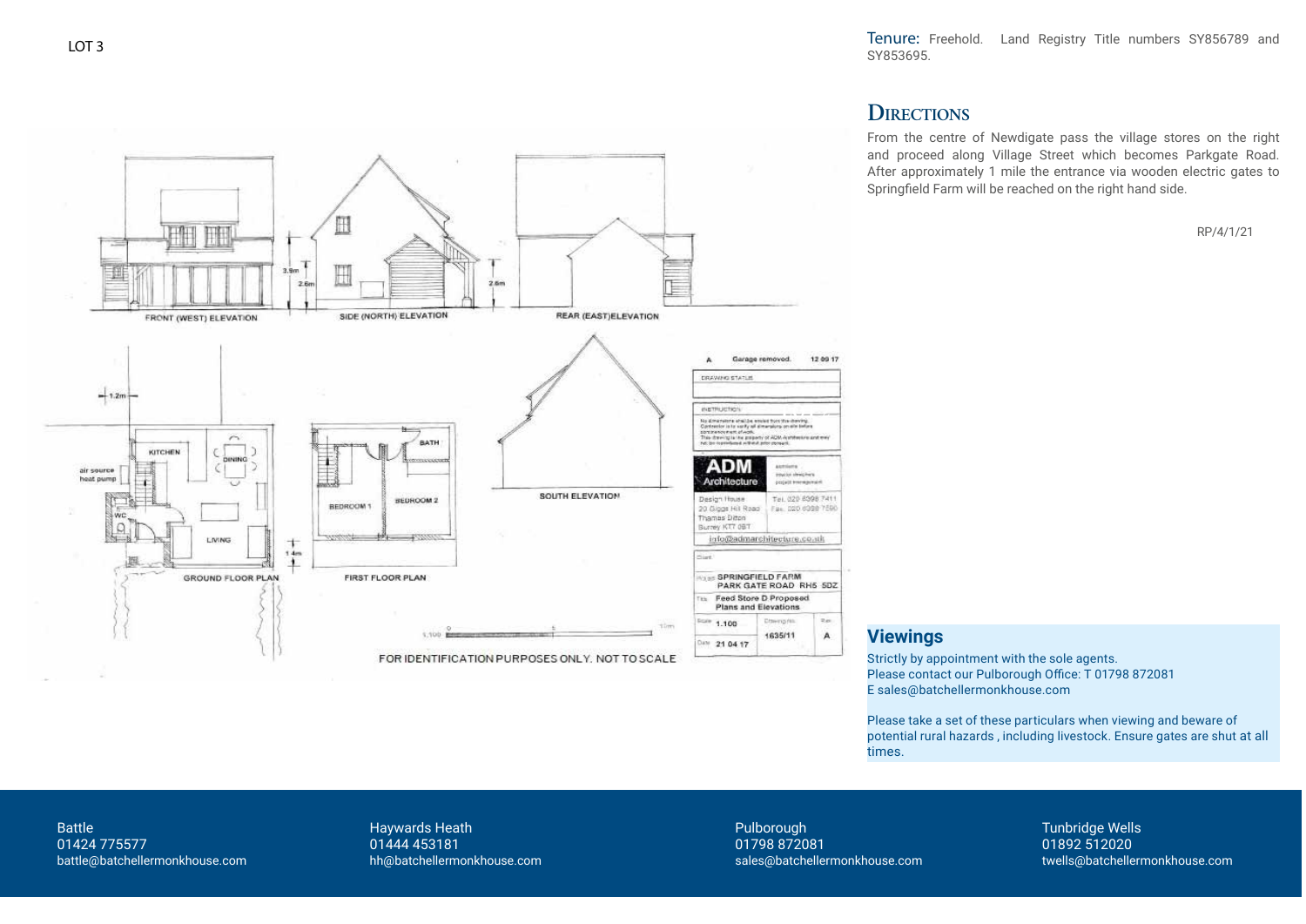LOT 3

FRONT (WEST) ELEVATION

SIDE (NORTH) ELEVATION

REAR (EAST)ELEVATION

GROUND FLOOR PLAN

FIRST FLOOR PLAN

SOUTH ELEVATION

FOR IDENTIFICATION PURPOSES ONLY. NOT TO SCALE

**Tenure:** Freehold. Land Registry Title numbers SY856789 and SY853695.

## Directions

From the centre of Newdigate pass the village stores on the right and proceed along Village Street which becomes Parkgate Road. After approximately 1 mile the entrance via wooden electric gates to Springfield Farm will be reached on the right hand side.

RP/4/1/21

## Viewings

Strictly by appointment with the sole agents.
Please contact our Pulborough Office: T 01798 872081
E sales@batchellermonkhouse.com

Please take a set of these particulars when viewing and beware of potential rural hazards , including livestock. Ensure gates are shut at all times.

Battle
01424 775577
battle@batchellermonkhouse.com

Haywards Heath
01444 453181
hh@batchellermonkhouse.com

Pulborough
01798 872081
sales@batchellermonkhouse.com

Tunbridge Wells
01892 512020
twells@batchellermonkhouse.com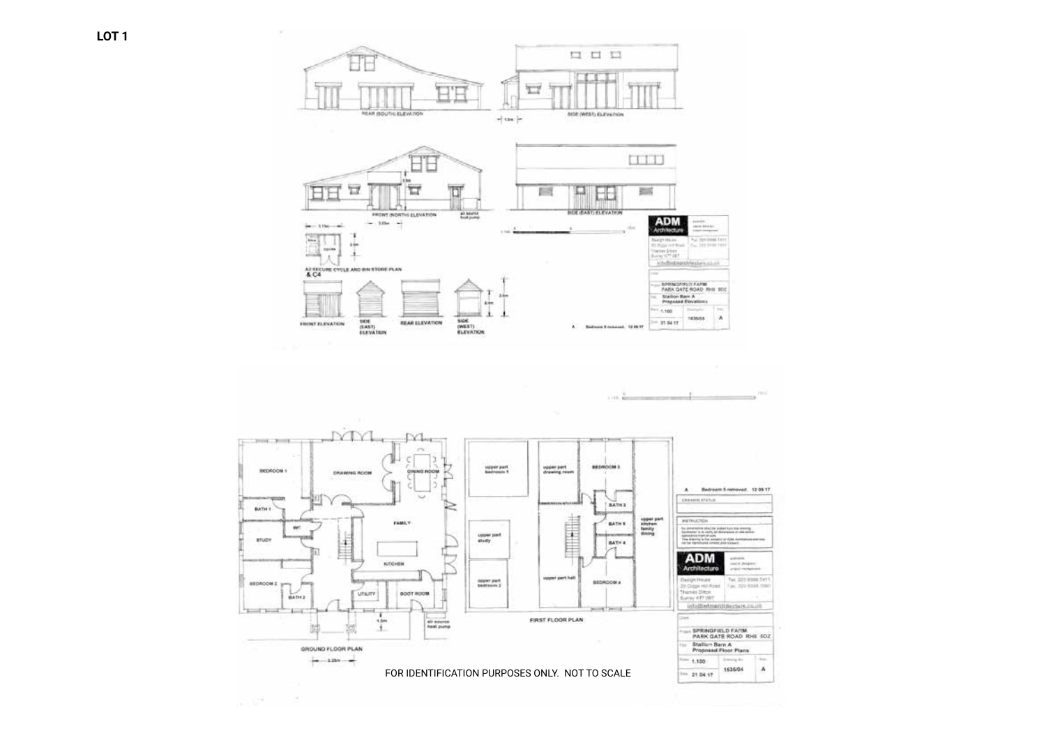**LOT 1**

REAR (SOUTH) ELEVATION

SIDE (WEST) ELEVATION

FRONT (NORTH) ELEVATION

SIDE (EAST) ELEVATION

A2 SECURE CYCLE AND BIN STORE PLAN & C4

FRONT ELEVATION

SIDE (EAST) ELEVATION

REAR ELEVATION

SIDE (WEST) ELEVATION

ADM Architecture

Project: SPRINGFIELD FARM PARK GATE ROAD RH6 9DZ

Title: Stallion Barn A Proposed Elevations

Scale: 1:100

Drawing No: 1635/05

Rev: A

Date: 21 04 17

A Bedroom 5 removed 12 09 17

BEDROOM 1

DRAWING ROOM

DINING ROOM

BATH 1

WC

FAMILY

STUDY

KITCHEN

BEDROOM 2

BATH 2

UTILITY

BOOT ROOM

air source heat pump

GROUND FLOOR PLAN

upper part bedroom 1

upper part drawing room

BEDROOM 3

BATH 3

BATH 5

BATH 4

upper part kitchen family dining

upper part study

upper part hall

upper part bedroom 2

BEDROOM 4

FIRST FLOOR PLAN

A Bedroom 5 removed 12 09 17

ADM Architecture

Project: SPRINGFIELD FARM PARK GATE ROAD RH6 9DZ

Title: Stallion Barn A Proposed Floor Plans

Scale: 1:100

Drawing No: 1635/04

Rev: A

Date: 21 04 17

FOR IDENTIFICATION PURPOSES ONLY. NOT TO SCALE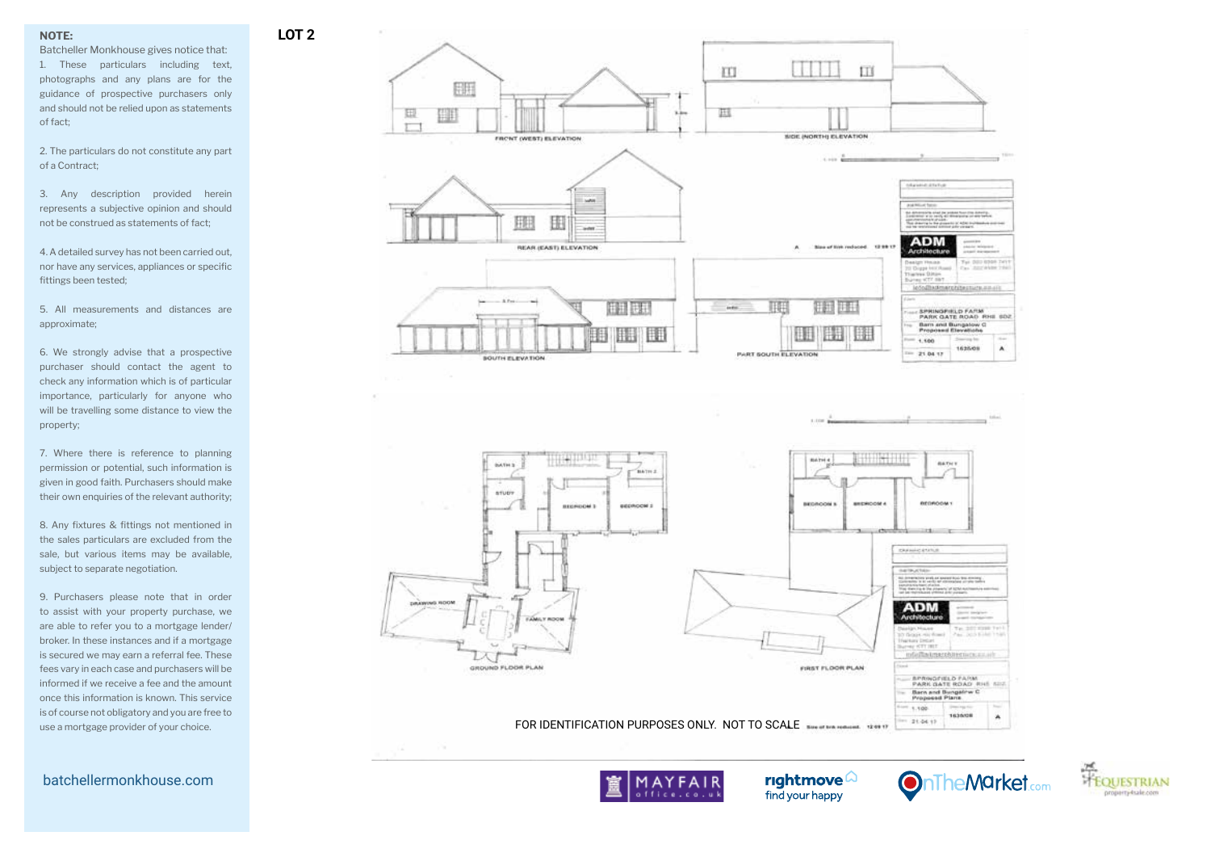**NOTE:**

Batcheller Monkhouse gives notice that:

1. These particulars including text, photographs and any plans are for the guidance of prospective purchasers only and should not be relied upon as statements of fact;

2. The particulars do not constitute any part of a Contract;

3. Any description provided herein represents a subjective opinion and should not be construed as statements of fact;

4. A detailed survey has not been carried out, nor have any services, appliances or specific fittings been tested;

5. All measurements and distances are approximate;

6. We strongly advise that a prospective purchaser should contact the agent to check any information which is of particular importance, particularly for anyone who will be travelling some distance to view the property;

7. Where there is reference to planning permission or potential, such information is given in good faith. Purchasers should make their own enquiries of the relevant authority;

8. Any fixtures & fittings not mentioned in the sales particulars are excluded from the sale, but various items may be available, subject to separate negotiation.

9. Purchasers please note that in order to assist with your property purchase, we are able to refer you to a mortgage lender/ broker. In these instances and if a mortgage is secured we may earn a referral fee. These fees vary in each case and purchasers will be informed if we receive a fee and the amount once this information is known. This service is of course not obligatory and you are free to use a mortgage provider of your choice.

batchellermonkhouse.com

**LOT 2**

FRONT (WEST) ELEVATION

SIDE (NORTH) ELEVATION

REAR (EAST) ELEVATION

SOUTH ELEVATION

PART SOUTH ELEVATION

ADM Architecture

SPRINGFIELD FARM PARK GATE ROAD RH8 0DZ

Barn and Bungalow C Proposed Elevations

1:100

1635/08

A

21 04 17

GROUND FLOOR PLAN

BATH 3

STUDY

BATH 2

BEDROOM 3

BEDROOM 2

DRAWING ROOM

FAMILY ROOM

FIRST FLOOR PLAN

BATH 4

BATH 1

BEDROOM 5

BEDROOM 4

BEDROOM 1

ADM Architecture

SPRINGFIELD FARM PARK GATE ROAD RH8 0DZ

Barn and Bungalow C Proposed Plans

1:100

1635/08

A

21 04 17

FOR IDENTIFICATION PURPOSES ONLY. NOT TO SCALE

MAYFAIR office.co.uk

rightmove find your happy

OnTheMarket.com

EQUESTRIAN property4sale.com